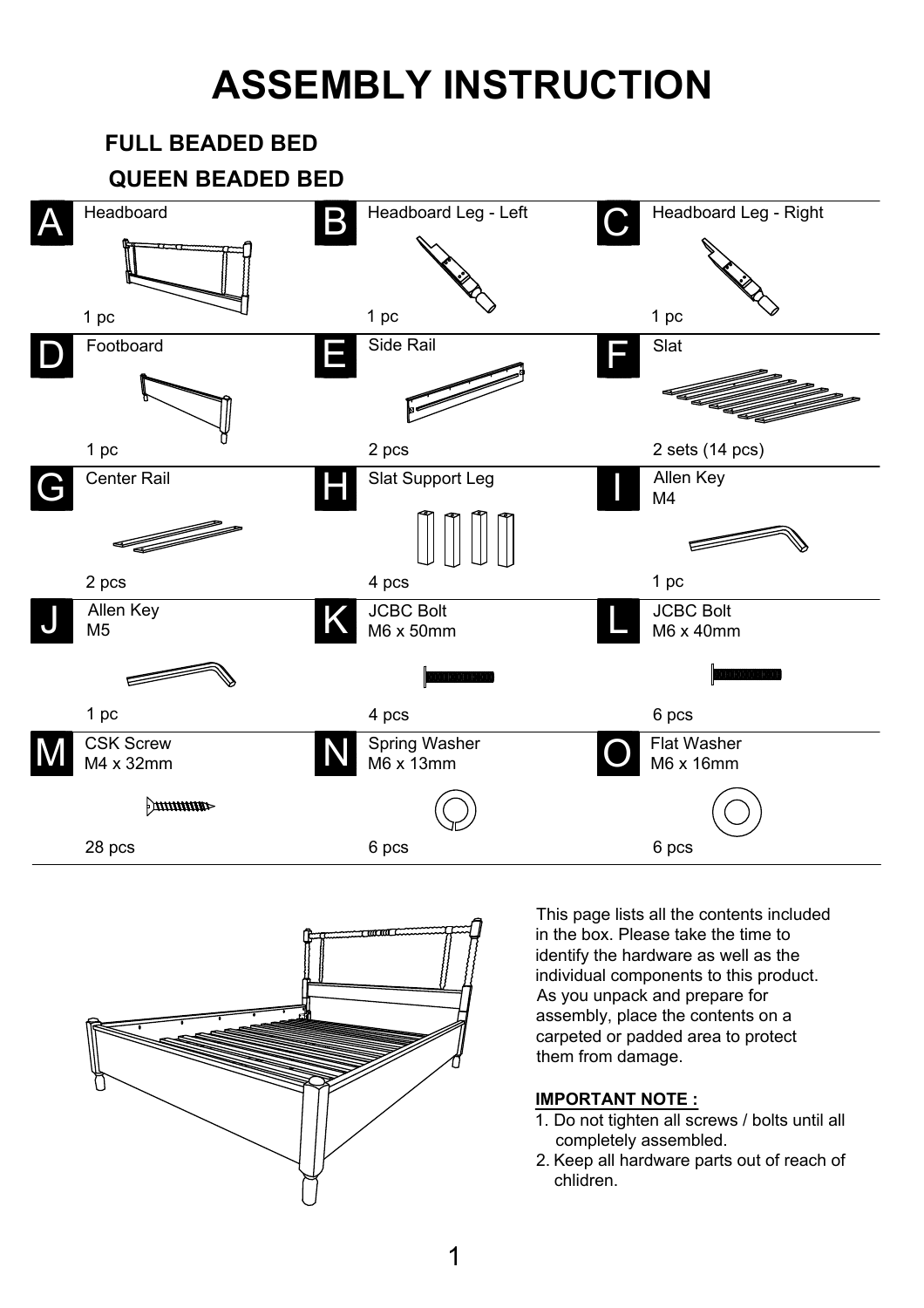# ASSEMBLY INSTRUCTION

## FULL BEADED BED
## QUEEN BEADED BED

| Part | Description | Quantity |
| --- | --- | --- |
| A | Headboard | 1 pc |
| B | Headboard Leg - Left | 1 pc |
| C | Headboard Leg - Right | 1 pc |
| D | Footboard | 1 pc |
| E | Side Rail | 2 pcs |
| F | Slat | 2 sets (14 pcs) |
| G | Center Rail | 2 pcs |
| H | Slat Support Leg | 4 pcs |
| I | Allen Key M4 | 1 pc |
| J | Allen Key M5 | 1 pc |
| K | JCBC Bolt M6 x 50mm | 4 pcs |
| L | JCBC Bolt M6 x 40mm | 6 pcs |
| M | CSK Screw M4 x 32mm | 28 pcs |
| N | Spring Washer M6 x 13mm | 6 pcs |
| O | Flat Washer M6 x 16mm | 6 pcs |

This page lists all the contents included in the box. Please take the time to identify the hardware as well as the individual components to this product. As you unpack and prepare for assembly, place the contents on a carpeted or padded area to protect them from damage.

**IMPORTANT NOTE :**

1. Do not tighten all screws / bolts until all completely assembled.
2. Keep all hardware parts out of reach of chlidren.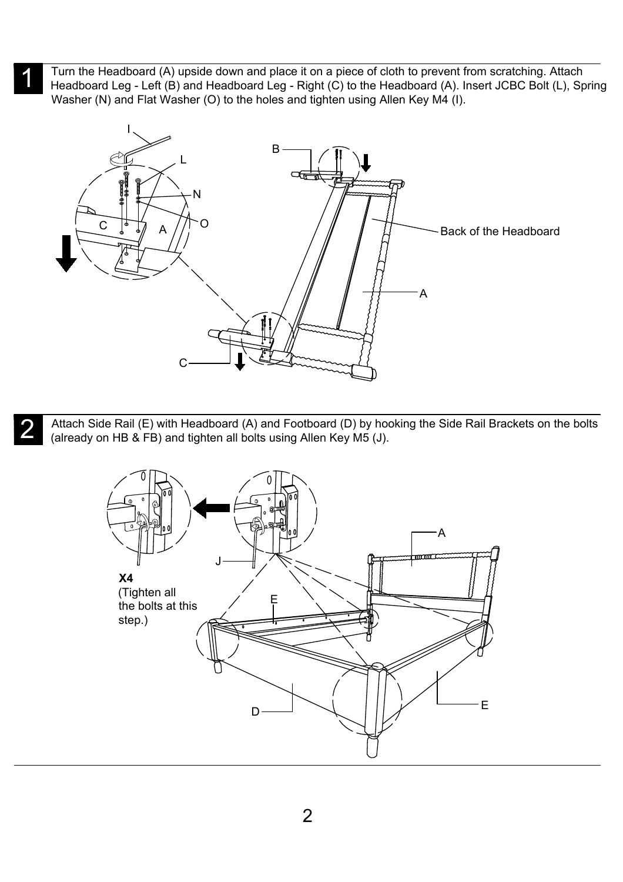**1** Turn the Headboard (A) upside down and place it on a piece of cloth to prevent from scratching. Attach Headboard Leg - Left (B) and Headboard Leg - Right (C) to the Headboard (A). Insert JCBC Bolt (L), Spring Washer (N) and Flat Washer (O) to the holes and tighten using Allen Key M4 (I).

I
L
N
O
C
A
B
Back of the Headboard
A
C

**2** Attach Side Rail (E) with Headboard (A) and Footboard (D) by hooking the Side Rail Brackets on the bolts (already on HB & FB) and tighten all bolts using Allen Key M5 (J).

**X4**
(Tighten all the bolts at this step.)

J
A
E
D
E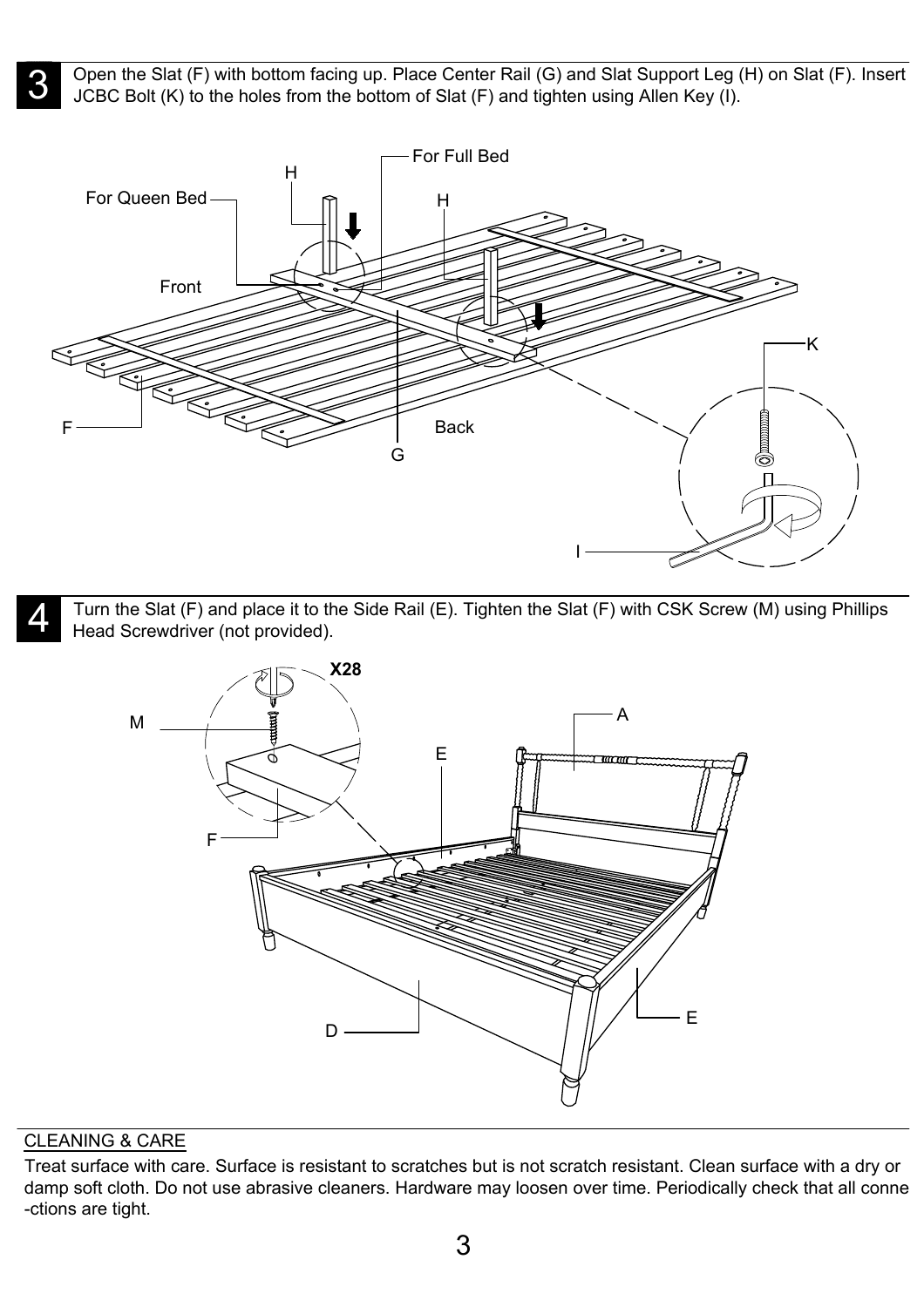## 3

Open the Slat (F) with bottom facing up. Place Center Rail (G) and Slat Support Leg (H) on Slat (F). Insert JCBC Bolt (K) to the holes from the bottom of Slat (F) and tighten using Allen Key (I).

H
For Full Bed
For Queen Bed
H
Front
K
F
Back
G
I

## 4

Turn the Slat (F) and place it to the Side Rail (E). Tighten the Slat (F) with CSK Screw (M) using Phillips Head Screwdriver (not provided).

X28
M
A
E
F
D
E

CLEANING & CARE

Treat surface with care. Surface is resistant to scratches but is not scratch resistant. Clean surface with a dry or damp soft cloth. Do not use abrasive cleaners. Hardware may loosen over time. Periodically check that all conne-ctions are tight.